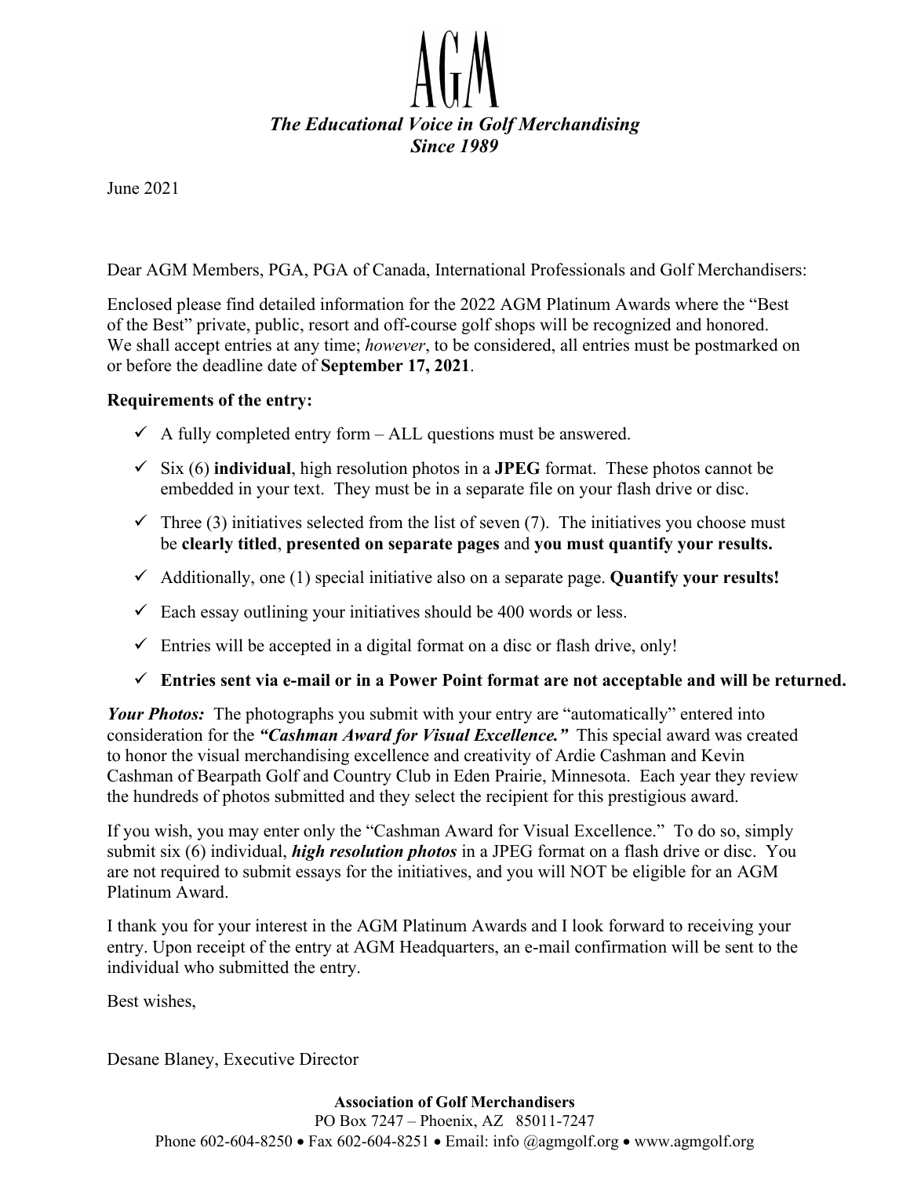# AGM

***The Educational Voice in Golf Merchandising***
***Since 1989***

June 2021

Dear AGM Members, PGA, PGA of Canada, International Professionals and Golf Merchandisers:

Enclosed please find detailed information for the 2022 AGM Platinum Awards where the "Best of the Best" private, public, resort and off-course golf shops will be recognized and honored. We shall accept entries at any time; *however*, to be considered, all entries must be postmarked on or before the deadline date of **September 17, 2021**.

**Requirements of the entry:**

- ✓ A fully completed entry form – ALL questions must be answered.
- ✓ Six (6) **individual**, high resolution photos in a **JPEG** format. These photos cannot be embedded in your text. They must be in a separate file on your flash drive or disc.
- ✓ Three (3) initiatives selected from the list of seven (7). The initiatives you choose must be **clearly titled**, **presented on separate pages** and **you must quantify your results.**
- ✓ Additionally, one (1) special initiative also on a separate page. **Quantify your results!**
- ✓ Each essay outlining your initiatives should be 400 words or less.
- ✓ Entries will be accepted in a digital format on a disc or flash drive, only!
- ✓ **Entries sent via e-mail or in a Power Point format are not acceptable and will be returned.**

***Your Photos:*** The photographs you submit with your entry are "automatically" entered into consideration for the ***"Cashman Award for Visual Excellence."*** This special award was created to honor the visual merchandising excellence and creativity of Ardie Cashman and Kevin Cashman of Bearpath Golf and Country Club in Eden Prairie, Minnesota. Each year they review the hundreds of photos submitted and they select the recipient for this prestigious award.

If you wish, you may enter only the "Cashman Award for Visual Excellence." To do so, simply submit six (6) individual, ***high resolution photos*** in a JPEG format on a flash drive or disc. You are not required to submit essays for the initiatives, and you will NOT be eligible for an AGM Platinum Award.

I thank you for your interest in the AGM Platinum Awards and I look forward to receiving your entry. Upon receipt of the entry at AGM Headquarters, an e-mail confirmation will be sent to the individual who submitted the entry.

Best wishes,

Desane Blaney, Executive Director

**Association of Golf Merchandisers**
PO Box 7247 – Phoenix, AZ 85011-7247
Phone 602-604-8250 • Fax 602-604-8251 • Email: info @agmgolf.org • www.agmgolf.org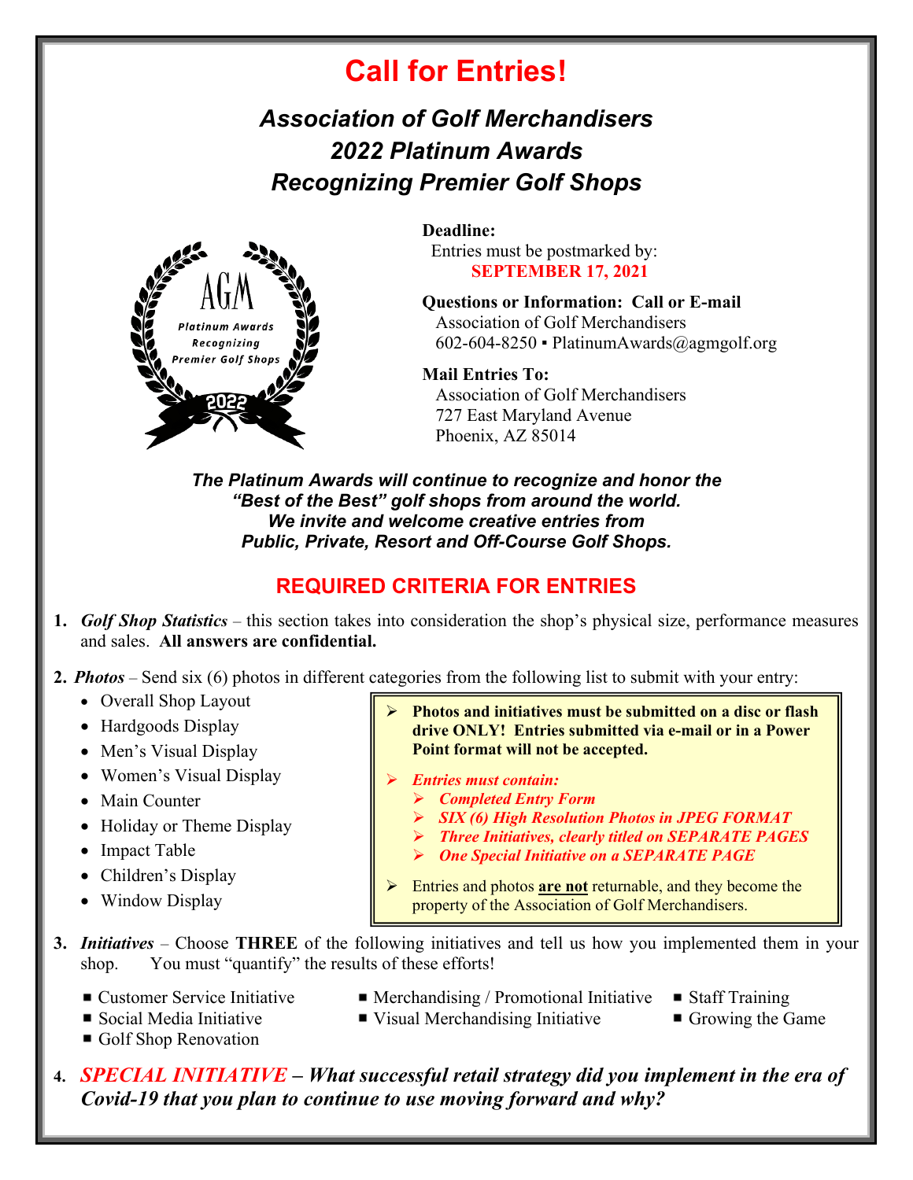# Call for Entries!

## *Association of Golf Merchandisers*
## *2022 Platinum Awards*
## *Recognizing Premier Golf Shops*

AGM
*Platinum Awards*
*Recognizing*
*Premier Golf Shops*
2022

**Deadline:**
Entries must be postmarked by:
**SEPTEMBER 17, 2021**

**Questions or Information: Call or E-mail**
Association of Golf Merchandisers
602-604-8250 ▪ PlatinumAwards@agmgolf.org

**Mail Entries To:**
Association of Golf Merchandisers
727 East Maryland Avenue
Phoenix, AZ 85014

***The Platinum Awards will continue to recognize and honor the "Best of the Best" golf shops from around the world. We invite and welcome creative entries from Public, Private, Resort and Off-Course Golf Shops.***

## REQUIRED CRITERIA FOR ENTRIES

1. ***Golf Shop Statistics*** – this section takes into consideration the shop's physical size, performance measures and sales. **All answers are confidential.**

2. ***Photos*** – Send six (6) photos in different categories from the following list to submit with your entry:
   - Overall Shop Layout
   - Hardgoods Display
   - Men's Visual Display
   - Women's Visual Display
   - Main Counter
   - Holiday or Theme Display
   - Impact Table
   - Children's Display
   - Window Display

> - **Photos and initiatives must be submitted on a disc or flash drive ONLY! Entries submitted via e-mail or in a Power Point format will not be accepted.**
> - ***Entries must contain:***
>   - ***Completed Entry Form***
>   - ***SIX (6) High Resolution Photos in JPEG FORMAT***
>   - ***Three Initiatives, clearly titled on SEPARATE PAGES***
>   - ***One Special Initiative on a SEPARATE PAGE***
> - Entries and photos **are not** returnable, and they become the property of the Association of Golf Merchandisers.

3. ***Initiatives*** – Choose **THREE** of the following initiatives and tell us how you implemented them in your shop. You must "quantify" the results of these efforts!
   - Customer Service Initiative
   - Social Media Initiative
   - Golf Shop Renovation
   - Merchandising / Promotional Initiative
   - Visual Merchandising Initiative
   - Staff Training
   - Growing the Game

4. ***SPECIAL INITIATIVE – What successful retail strategy did you implement in the era of Covid-19 that you plan to continue to use moving forward and why?***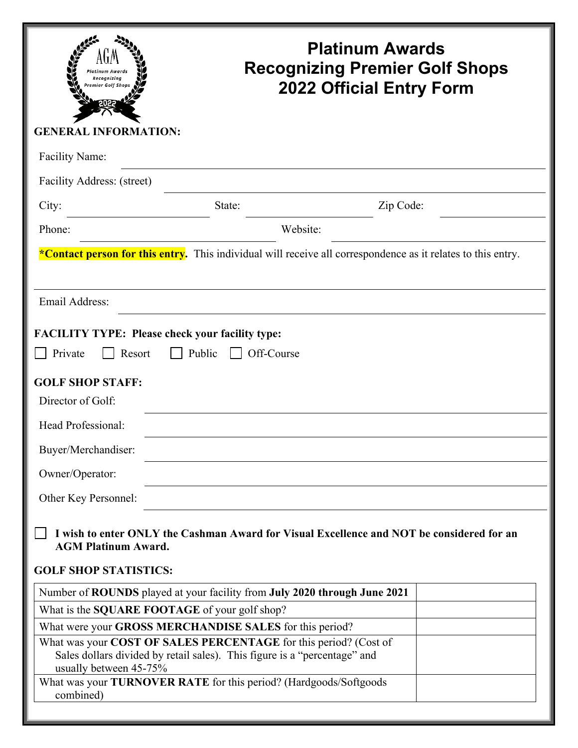# Platinum Awards
# Recognizing Premier Golf Shops
# 2022 Official Entry Form

**GENERAL INFORMATION:**

Facility Name: ______________________________

Facility Address: (street) ______________________________

City: ______________ State: ______________ Zip Code: ______________

Phone: ______________ Website: ______________

***Contact person for this entry.** This individual will receive all correspondence as it relates to this entry.

______________________________

Email Address: ______________________________

**FACILITY TYPE: Please check your facility type:**

☐ Private ☐ Resort ☐ Public ☐ Off-Course

**GOLF SHOP STAFF:**

Director of Golf: ______________________________

Head Professional: ______________________________

Buyer/Merchandiser: ______________________________

Owner/Operator: ______________________________

Other Key Personnel: ______________________________

☐ **I wish to enter ONLY the Cashman Award for Visual Excellence and NOT be considered for an AGM Platinum Award.**

**GOLF SHOP STATISTICS:**

| | |
|---|---|
| Number of **ROUNDS** played at your facility from **July 2020 through June 2021** | |
| What is the **SQUARE FOOTAGE** of your golf shop? | |
| What were your **GROSS MERCHANDISE SALES** for this period? | |
| What was your **COST OF SALES PERCENTAGE** for this period? (Cost of Sales dollars divided by retail sales). This figure is a "percentage" and usually between 45-75% | |
| What was your **TURNOVER RATE** for this period? (Hardgoods/Softgoods combined) | |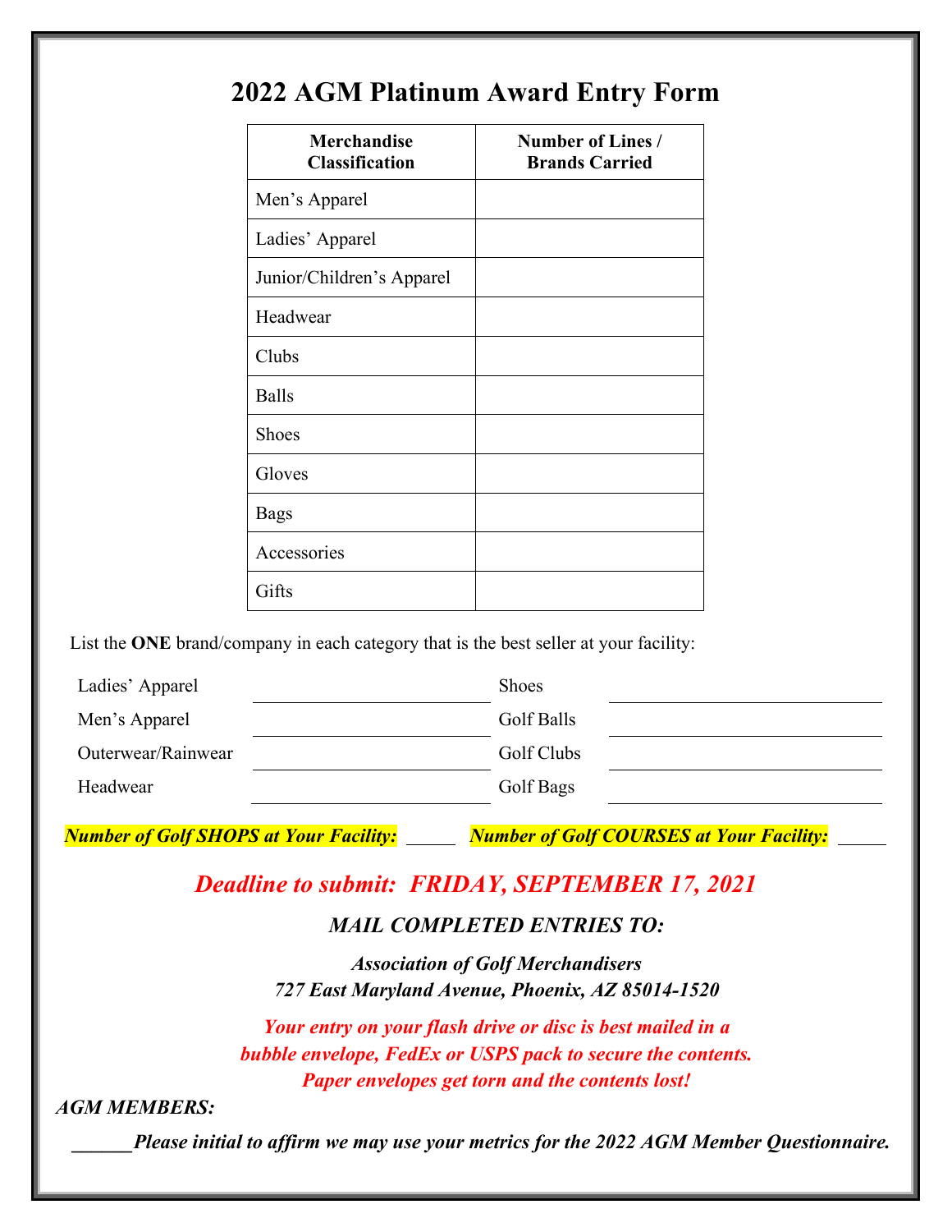# 2022 AGM Platinum Award Entry Form

| Merchandise Classification | Number of Lines / Brands Carried |
|---|---|
| Men's Apparel | |
| Ladies' Apparel | |
| Junior/Children's Apparel | |
| Headwear | |
| Clubs | |
| Balls | |
| Shoes | |
| Gloves | |
| Bags | |
| Accessories | |
| Gifts | |

List the **ONE** brand/company in each category that is the best seller at your facility:

| | | | |
|---|---|---|---|
| Ladies' Apparel | ____________________ | Shoes | ____________________ |
| Men's Apparel | ____________________ | Golf Balls | ____________________ |
| Outerwear/Rainwear | ____________________ | Golf Clubs | ____________________ |
| Headwear | ____________________ | Golf Bags | ____________________ |

***Number of Golf SHOPS at Your Facility:*** _____ ***Number of Golf COURSES at Your Facility:*** _____

***Deadline to submit: FRIDAY, SEPTEMBER 17, 2021***

***MAIL COMPLETED ENTRIES TO:***

***Association of Golf Merchandisers***
***727 East Maryland Avenue, Phoenix, AZ 85014-1520***

***Your entry on your flash drive or disc is best mailed in a bubble envelope, FedEx or USPS pack to secure the contents. Paper envelopes get torn and the contents lost!***

***AGM MEMBERS:***

***______Please initial to affirm we may use your metrics for the 2022 AGM Member Questionnaire.***